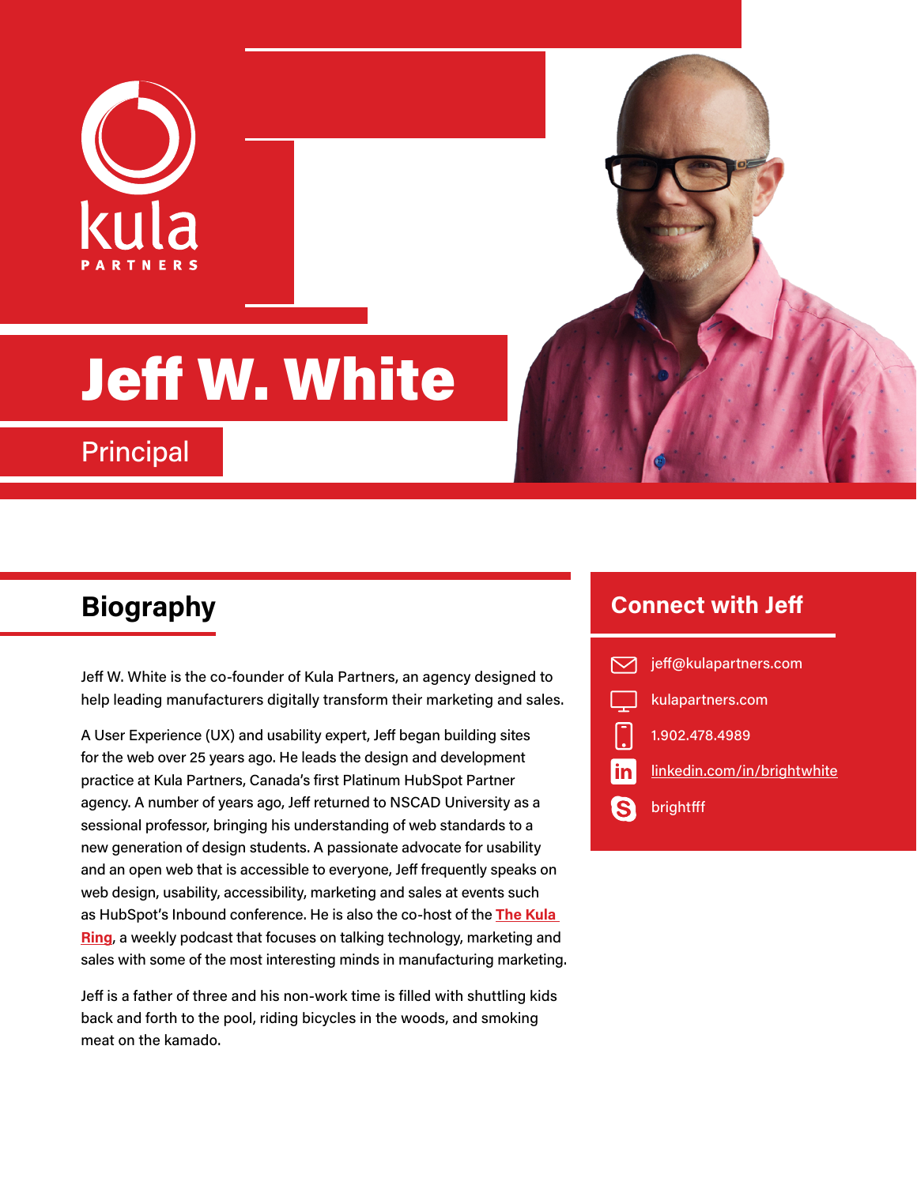kula PARTNERS

# Jeff W. White

Principal

## Biography

Jeff W. White is the co-founder of Kula Partners, an agency designed to help leading manufacturers digitally transform their marketing and sales.

A User Experience (UX) and usability expert, Jeff began building sites for the web over 25 years ago. He leads the design and development practice at Kula Partners, Canada's first Platinum HubSpot Partner agency. A number of years ago, Jeff returned to NSCAD University as a sessional professor, bringing his understanding of web standards to a new generation of design students. A passionate advocate for usability and an open web that is accessible to everyone, Jeff frequently speaks on web design, usability, accessibility, marketing and sales at events such as HubSpot's Inbound conference. He is also the co-host of the **The Kula Ring**, a weekly podcast that focuses on talking technology, marketing and sales with some of the most interesting minds in manufacturing marketing.

Jeff is a father of three and his non-work time is filled with shuttling kids back and forth to the pool, riding bicycles in the woods, and smoking meat on the kamado.

## Connect with Jeff

- jeff@kulapartners.com
- kulapartners.com
- 1.902.478.4989
- linkedin.com/in/brightwhite
- brightfff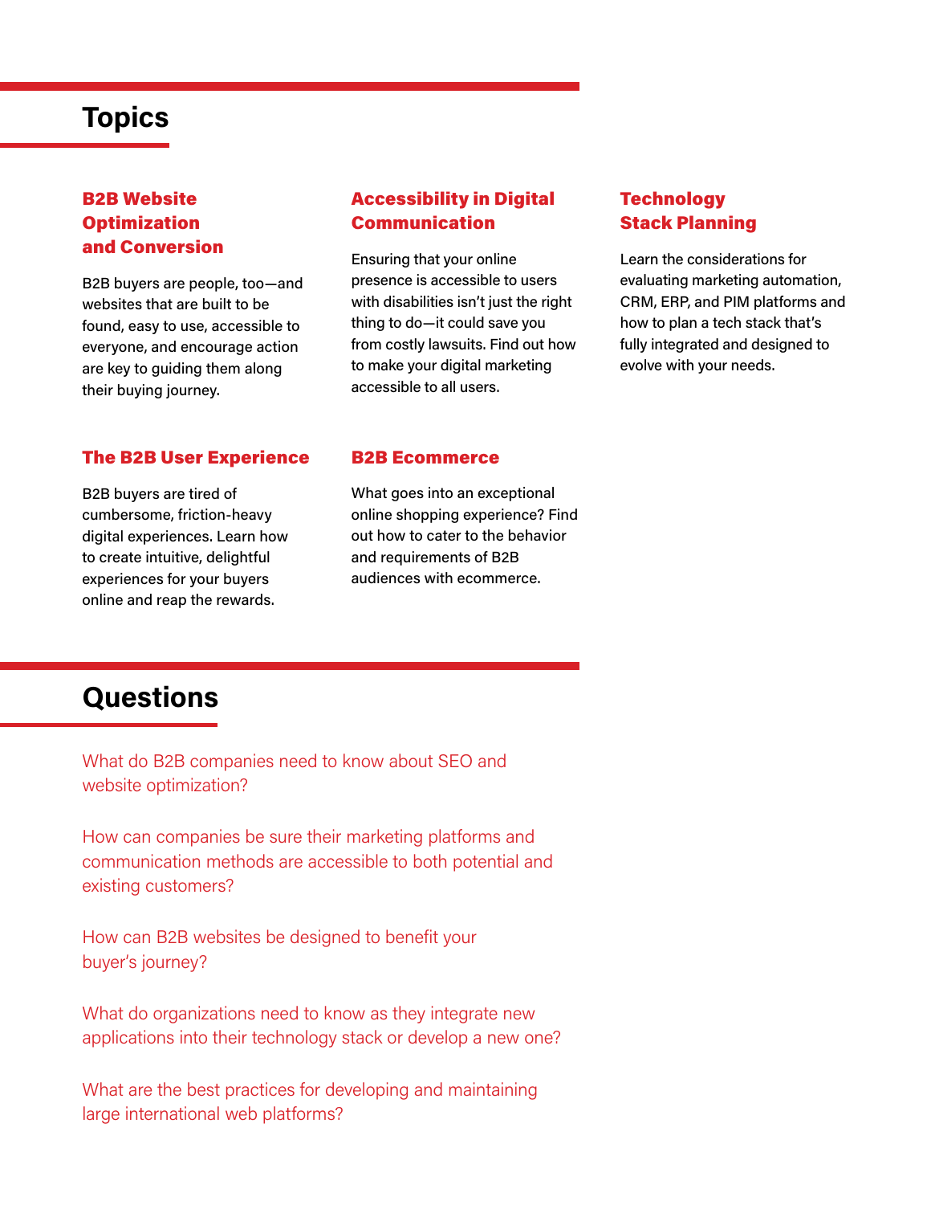## Topics

### B2B Website Optimization and Conversion

B2B buyers are people, too—and websites that are built to be found, easy to use, accessible to everyone, and encourage action are key to guiding them along their buying journey.

### Accessibility in Digital Communication

Ensuring that your online presence is accessible to users with disabilities isn't just the right thing to do—it could save you from costly lawsuits. Find out how to make your digital marketing accessible to all users.

### Technology Stack Planning

Learn the considerations for evaluating marketing automation, CRM, ERP, and PIM platforms and how to plan a tech stack that's fully integrated and designed to evolve with your needs.

### The B2B User Experience

B2B buyers are tired of cumbersome, friction-heavy digital experiences. Learn how to create intuitive, delightful experiences for your buyers online and reap the rewards.

### B2B Ecommerce

What goes into an exceptional online shopping experience? Find out how to cater to the behavior and requirements of B2B audiences with ecommerce.

## Questions

What do B2B companies need to know about SEO and website optimization?

How can companies be sure their marketing platforms and communication methods are accessible to both potential and existing customers?

How can B2B websites be designed to benefit your buyer's journey?

What do organizations need to know as they integrate new applications into their technology stack or develop a new one?

What are the best practices for developing and maintaining large international web platforms?